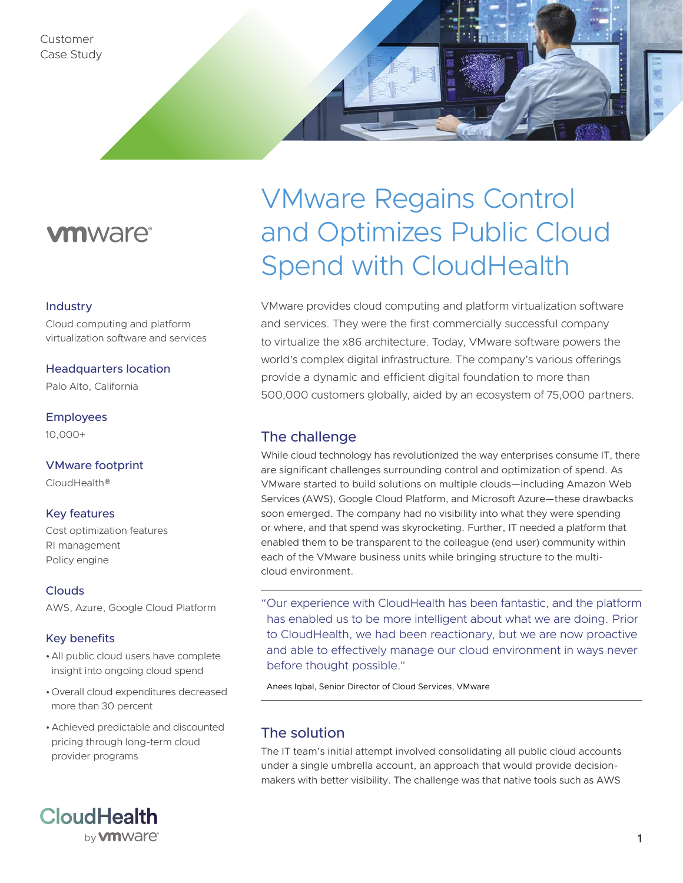Customer Case Study

# VMware Regains Control and Optimizes Public Cloud Spend with CloudHealth

### Industry

Cloud computing and platform virtualization software and services

### Headquarters location

Palo Alto, California

### Employees

10,000+

### VMware footprint

CloudHealth®

### Key features

Cost optimization features
RI management
Policy engine

### Clouds

AWS, Azure, Google Cloud Platform

### Key benefits

- All public cloud users have complete insight into ongoing cloud spend
- Overall cloud expenditures decreased more than 30 percent
- Achieved predictable and discounted pricing through long-term cloud provider programs

VMware provides cloud computing and platform virtualization software and services. They were the first commercially successful company to virtualize the x86 architecture. Today, VMware software powers the world's complex digital infrastructure. The company's various offerings provide a dynamic and efficient digital foundation to more than 500,000 customers globally, aided by an ecosystem of 75,000 partners.

## The challenge

While cloud technology has revolutionized the way enterprises consume IT, there are significant challenges surrounding control and optimization of spend. As VMware started to build solutions on multiple clouds—including Amazon Web Services (AWS), Google Cloud Platform, and Microsoft Azure—these drawbacks soon emerged. The company had no visibility into what they were spending or where, and that spend was skyrocketing. Further, IT needed a platform that enabled them to be transparent to the colleague (end user) community within each of the VMware business units while bringing structure to the multi-cloud environment.

> "Our experience with CloudHealth has been fantastic, and the platform has enabled us to be more intelligent about what we are doing. Prior to CloudHealth, we had been reactionary, but we are now proactive and able to effectively manage our cloud environment in ways never before thought possible."
>
> Anees Iqbal, Senior Director of Cloud Services, VMware

## The solution

The IT team's initial attempt involved consolidating all public cloud accounts under a single umbrella account, an approach that would provide decision-makers with better visibility. The challenge was that native tools such as AWS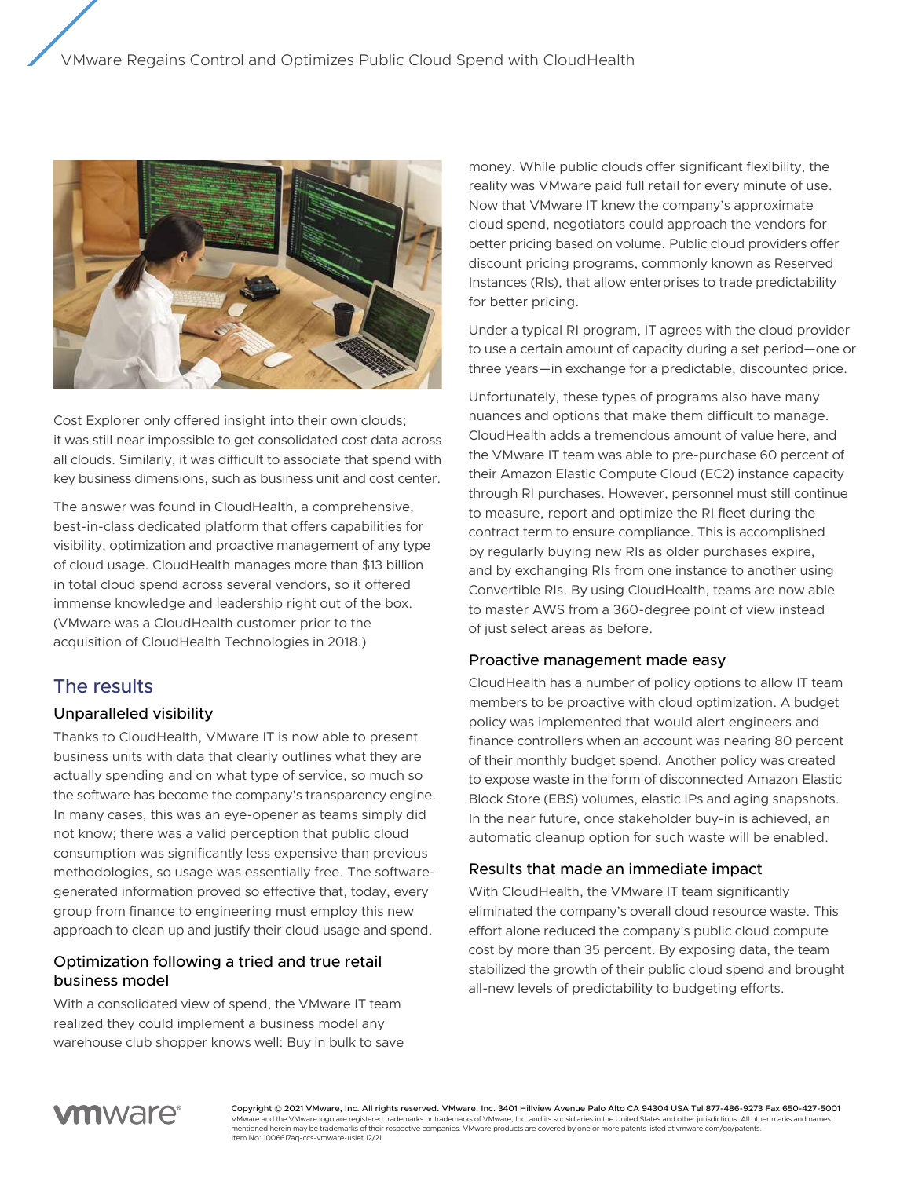Cost Explorer only offered insight into their own clouds; it was still near impossible to get consolidated cost data across all clouds. Similarly, it was difficult to associate that spend with key business dimensions, such as business unit and cost center.

The answer was found in CloudHealth, a comprehensive, best-in-class dedicated platform that offers capabilities for visibility, optimization and proactive management of any type of cloud usage. CloudHealth manages more than $13 billion in total cloud spend across several vendors, so it offered immense knowledge and leadership right out of the box. (VMware was a CloudHealth customer prior to the acquisition of CloudHealth Technologies in 2018.)

## The results

### Unparalleled visibility

Thanks to CloudHealth, VMware IT is now able to present business units with data that clearly outlines what they are actually spending and on what type of service, so much so the software has become the company's transparency engine. In many cases, this was an eye-opener as teams simply did not know; there was a valid perception that public cloud consumption was significantly less expensive than previous methodologies, so usage was essentially free. The software-generated information proved so effective that, today, every group from finance to engineering must employ this new approach to clean up and justify their cloud usage and spend.

### Optimization following a tried and true retail business model

With a consolidated view of spend, the VMware IT team realized they could implement a business model any warehouse club shopper knows well: Buy in bulk to save money. While public clouds offer significant flexibility, the reality was VMware paid full retail for every minute of use. Now that VMware IT knew the company's approximate cloud spend, negotiators could approach the vendors for better pricing based on volume. Public cloud providers offer discount pricing programs, commonly known as Reserved Instances (RIs), that allow enterprises to trade predictability for better pricing.

Under a typical RI program, IT agrees with the cloud provider to use a certain amount of capacity during a set period—one or three years—in exchange for a predictable, discounted price.

Unfortunately, these types of programs also have many nuances and options that make them difficult to manage. CloudHealth adds a tremendous amount of value here, and the VMware IT team was able to pre-purchase 60 percent of their Amazon Elastic Compute Cloud (EC2) instance capacity through RI purchases. However, personnel must still continue to measure, report and optimize the RI fleet during the contract term to ensure compliance. This is accomplished by regularly buying new RIs as older purchases expire, and by exchanging RIs from one instance to another using Convertible RIs. By using CloudHealth, teams are now able to master AWS from a 360-degree point of view instead of just select areas as before.

### Proactive management made easy

CloudHealth has a number of policy options to allow IT team members to be proactive with cloud optimization. A budget policy was implemented that would alert engineers and finance controllers when an account was nearing 80 percent of their monthly budget spend. Another policy was created to expose waste in the form of disconnected Amazon Elastic Block Store (EBS) volumes, elastic IPs and aging snapshots. In the near future, once stakeholder buy-in is achieved, an automatic cleanup option for such waste will be enabled.

### Results that made an immediate impact

With CloudHealth, the VMware IT team significantly eliminated the company's overall cloud resource waste. This effort alone reduced the company's public cloud compute cost by more than 35 percent. By exposing data, the team stabilized the growth of their public cloud spend and brought all-new levels of predictability to budgeting efforts.

Copyright © 2021 VMware, Inc. All rights reserved. VMware, Inc. 3401 Hillview Avenue Palo Alto CA 94304 USA Tel 877-486-9273 Fax 650-427-5001 VMware and the VMware logo are registered trademarks or trademarks of VMware, Inc. and its subsidiaries in the United States and other jurisdictions. All other marks and names mentioned herein may be trademarks of their respective companies. VMware products are covered by one or more patents listed at vmware.com/go/patents. Item No: 1006617aq-ccs-vmware-uslet 12/21